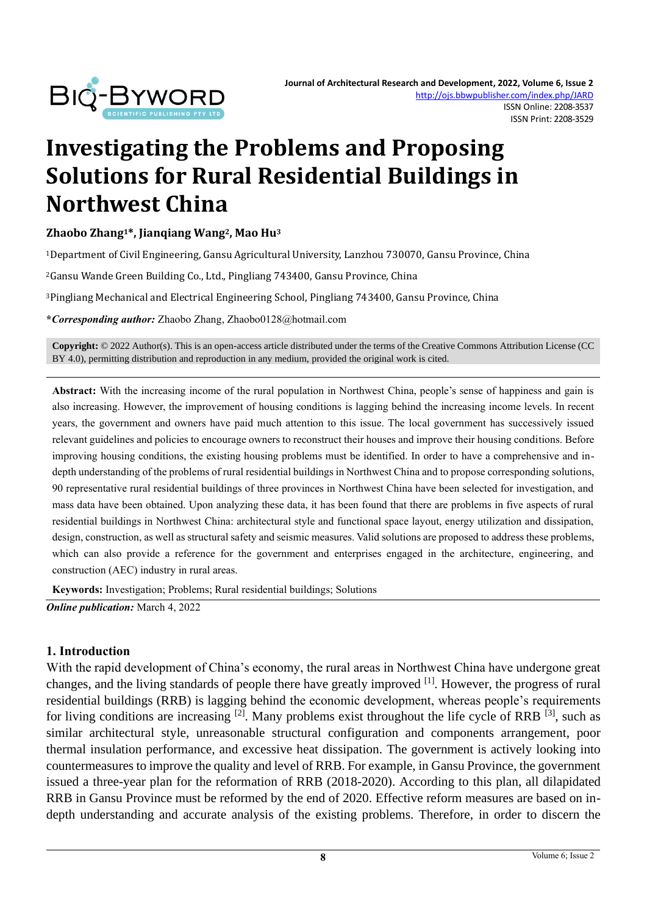# Investigating the Problems and Proposing Solutions for Rural Residential Buildings in Northwest China

**Zhaobo Zhang[1]*, Jianqiang Wang[2], Mao Hu[3]**

[1]Department of Civil Engineering, Gansu Agricultural University, Lanzhou 730070, Gansu Province, China

[2]Gansu Wande Green Building Co., Ltd., Pingliang 743400, Gansu Province, China

[3]Pingliang Mechanical and Electrical Engineering School, Pingliang 743400, Gansu Province, China

***Corresponding author:*** Zhaobo Zhang, Zhaobo0128@hotmail.com

**Copyright:** © 2022 Author(s). This is an open-access article distributed under the terms of the Creative Commons Attribution License (CC BY 4.0), permitting distribution and reproduction in any medium, provided the original work is cited.

**Abstract:** With the increasing income of the rural population in Northwest China, people's sense of happiness and gain is also increasing. However, the improvement of housing conditions is lagging behind the increasing income levels. In recent years, the government and owners have paid much attention to this issue. The local government has successively issued relevant guidelines and policies to encourage owners to reconstruct their houses and improve their housing conditions. Before improving housing conditions, the existing housing problems must be identified. In order to have a comprehensive and in-depth understanding of the problems of rural residential buildings in Northwest China and to propose corresponding solutions, 90 representative rural residential buildings of three provinces in Northwest China have been selected for investigation, and mass data have been obtained. Upon analyzing these data, it has been found that there are problems in five aspects of rural residential buildings in Northwest China: architectural style and functional space layout, energy utilization and dissipation, design, construction, as well as structural safety and seismic measures. Valid solutions are proposed to address these problems, which can also provide a reference for the government and enterprises engaged in the architecture, engineering, and construction (AEC) industry in rural areas.

**Keywords:** Investigation; Problems; Rural residential buildings; Solutions

***Online publication:*** March 4, 2022

## 1. Introduction

With the rapid development of China's economy, the rural areas in Northwest China have undergone great changes, and the living standards of people there have greatly improved [1]. However, the progress of rural residential buildings (RRB) is lagging behind the economic development, whereas people's requirements for living conditions are increasing [2]. Many problems exist throughout the life cycle of RRB [3], such as similar architectural style, unreasonable structural configuration and components arrangement, poor thermal insulation performance, and excessive heat dissipation. The government is actively looking into countermeasures to improve the quality and level of RRB. For example, in Gansu Province, the government issued a three-year plan for the reformation of RRB (2018-2020). According to this plan, all dilapidated RRB in Gansu Province must be reformed by the end of 2020. Effective reform measures are based on in-depth understanding and accurate analysis of the existing problems. Therefore, in order to discern the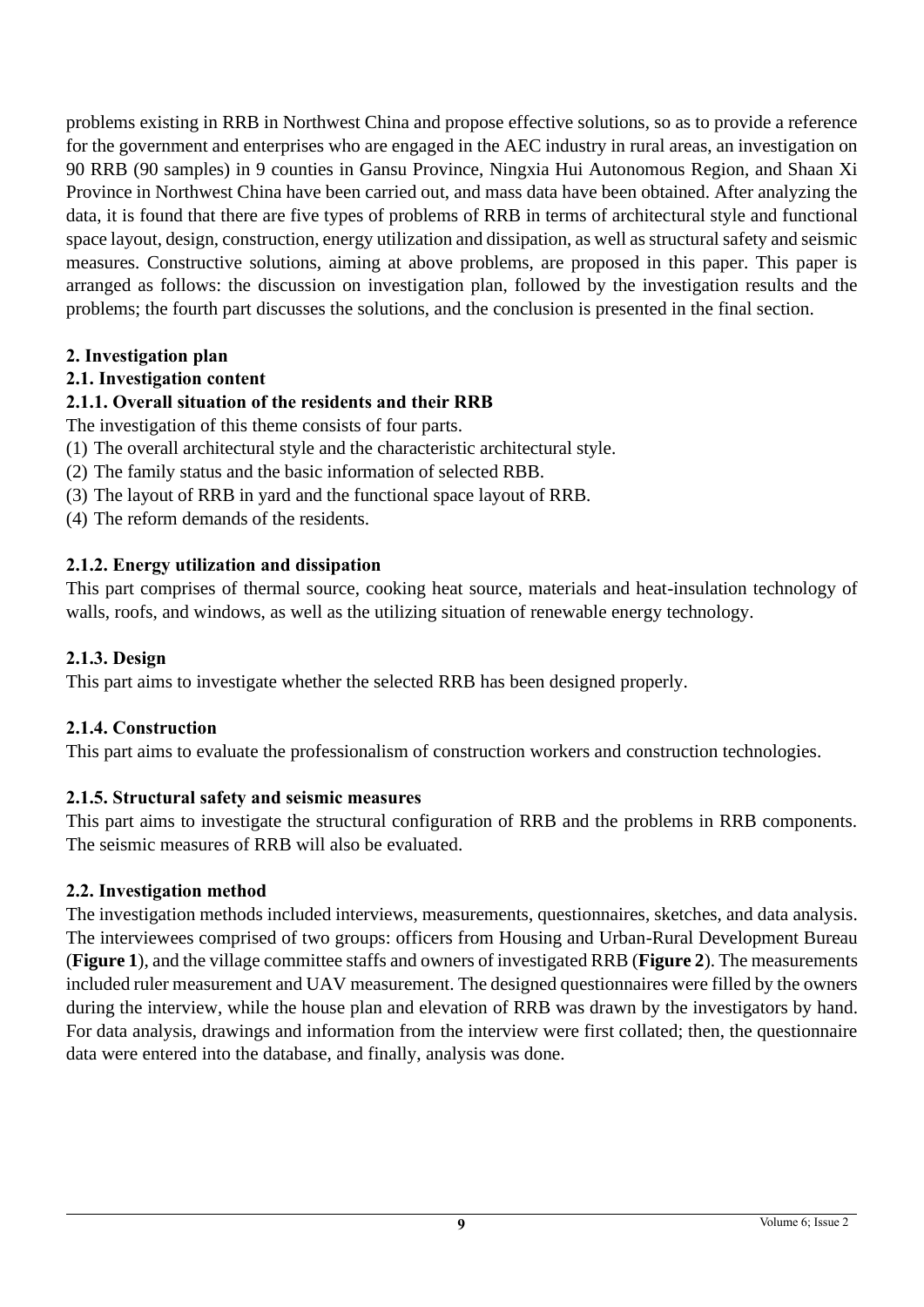problems existing in RRB in Northwest China and propose effective solutions, so as to provide a reference for the government and enterprises who are engaged in the AEC industry in rural areas, an investigation on 90 RRB (90 samples) in 9 counties in Gansu Province, Ningxia Hui Autonomous Region, and Shaan Xi Province in Northwest China have been carried out, and mass data have been obtained. After analyzing the data, it is found that there are five types of problems of RRB in terms of architectural style and functional space layout, design, construction, energy utilization and dissipation, as well as structural safety and seismic measures. Constructive solutions, aiming at above problems, are proposed in this paper. This paper is arranged as follows: the discussion on investigation plan, followed by the investigation results and the problems; the fourth part discusses the solutions, and the conclusion is presented in the final section.

## 2. Investigation plan

### 2.1. Investigation content

#### 2.1.1. Overall situation of the residents and their RRB

The investigation of this theme consists of four parts.

(1) The overall architectural style and the characteristic architectural style.

(2) The family status and the basic information of selected RBB.

(3) The layout of RRB in yard and the functional space layout of RRB.

(4) The reform demands of the residents.

#### 2.1.2. Energy utilization and dissipation

This part comprises of thermal source, cooking heat source, materials and heat-insulation technology of walls, roofs, and windows, as well as the utilizing situation of renewable energy technology.

#### 2.1.3. Design

This part aims to investigate whether the selected RRB has been designed properly.

#### 2.1.4. Construction

This part aims to evaluate the professionalism of construction workers and construction technologies.

#### 2.1.5. Structural safety and seismic measures

This part aims to investigate the structural configuration of RRB and the problems in RRB components. The seismic measures of RRB will also be evaluated.

### 2.2. Investigation method

The investigation methods included interviews, measurements, questionnaires, sketches, and data analysis. The interviewees comprised of two groups: officers from Housing and Urban-Rural Development Bureau (**Figure 1**), and the village committee staffs and owners of investigated RRB (**Figure 2**). The measurements included ruler measurement and UAV measurement. The designed questionnaires were filled by the owners during the interview, while the house plan and elevation of RRB was drawn by the investigators by hand. For data analysis, drawings and information from the interview were first collated; then, the questionnaire data were entered into the database, and finally, analysis was done.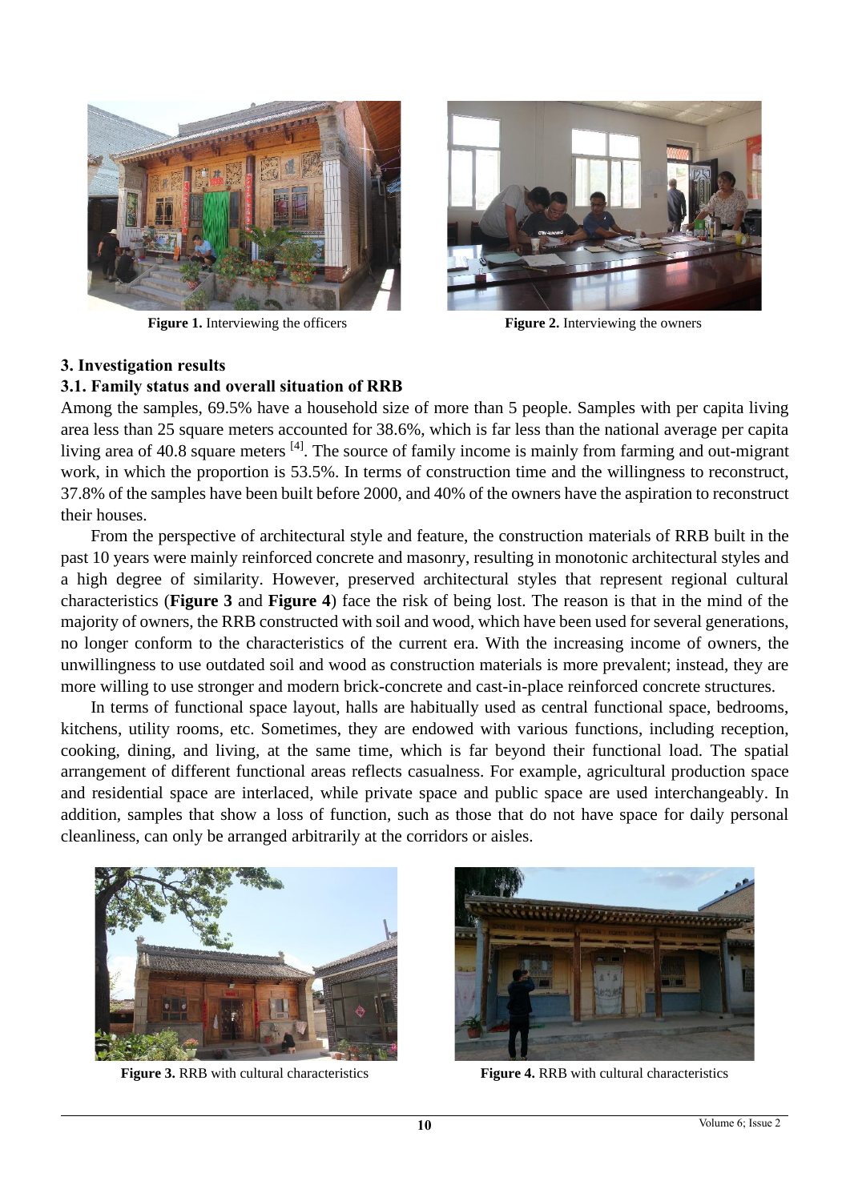**Figure 1.** Interviewing the officers

**Figure 2.** Interviewing the owners

## 3. Investigation results

### 3.1. Family status and overall situation of RRB

Among the samples, 69.5% have a household size of more than 5 people. Samples with per capita living area less than 25 square meters accounted for 38.6%, which is far less than the national average per capita living area of 40.8 square meters [4]. The source of family income is mainly from farming and out-migrant work, in which the proportion is 53.5%. In terms of construction time and the willingness to reconstruct, 37.8% of the samples have been built before 2000, and 40% of the owners have the aspiration to reconstruct their houses.

From the perspective of architectural style and feature, the construction materials of RRB built in the past 10 years were mainly reinforced concrete and masonry, resulting in monotonic architectural styles and a high degree of similarity. However, preserved architectural styles that represent regional cultural characteristics (**Figure 3** and **Figure 4**) face the risk of being lost. The reason is that in the mind of the majority of owners, the RRB constructed with soil and wood, which have been used for several generations, no longer conform to the characteristics of the current era. With the increasing income of owners, the unwillingness to use outdated soil and wood as construction materials is more prevalent; instead, they are more willing to use stronger and modern brick-concrete and cast-in-place reinforced concrete structures.

In terms of functional space layout, halls are habitually used as central functional space, bedrooms, kitchens, utility rooms, etc. Sometimes, they are endowed with various functions, including reception, cooking, dining, and living, at the same time, which is far beyond their functional load. The spatial arrangement of different functional areas reflects casualness. For example, agricultural production space and residential space are interlaced, while private space and public space are used interchangeably. In addition, samples that show a loss of function, such as those that do not have space for daily personal cleanliness, can only be arranged arbitrarily at the corridors or aisles.

**Figure 3.** RRB with cultural characteristics

**Figure 4.** RRB with cultural characteristics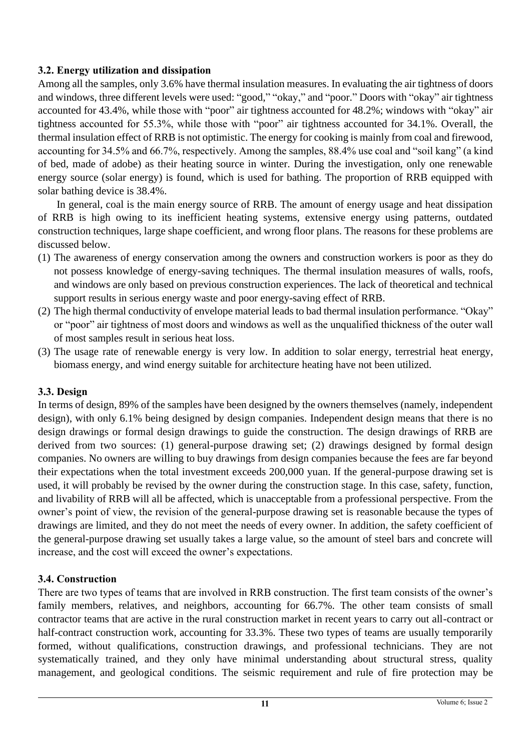### 3.2. Energy utilization and dissipation

Among all the samples, only 3.6% have thermal insulation measures. In evaluating the air tightness of doors and windows, three different levels were used: "good," "okay," and "poor." Doors with "okay" air tightness accounted for 43.4%, while those with "poor" air tightness accounted for 48.2%; windows with "okay" air tightness accounted for 55.3%, while those with "poor" air tightness accounted for 34.1%. Overall, the thermal insulation effect of RRB is not optimistic. The energy for cooking is mainly from coal and firewood, accounting for 34.5% and 66.7%, respectively. Among the samples, 88.4% use coal and "soil kang" (a kind of bed, made of adobe) as their heating source in winter. During the investigation, only one renewable energy source (solar energy) is found, which is used for bathing. The proportion of RRB equipped with solar bathing device is 38.4%.

In general, coal is the main energy source of RRB. The amount of energy usage and heat dissipation of RRB is high owing to its inefficient heating systems, extensive energy using patterns, outdated construction techniques, large shape coefficient, and wrong floor plans. The reasons for these problems are discussed below.

(1) The awareness of energy conservation among the owners and construction workers is poor as they do not possess knowledge of energy-saving techniques. The thermal insulation measures of walls, roofs, and windows are only based on previous construction experiences. The lack of theoretical and technical support results in serious energy waste and poor energy-saving effect of RRB.
(2) The high thermal conductivity of envelope material leads to bad thermal insulation performance. "Okay" or "poor" air tightness of most doors and windows as well as the unqualified thickness of the outer wall of most samples result in serious heat loss.
(3) The usage rate of renewable energy is very low. In addition to solar energy, terrestrial heat energy, biomass energy, and wind energy suitable for architecture heating have not been utilized.

### 3.3. Design

In terms of design, 89% of the samples have been designed by the owners themselves (namely, independent design), with only 6.1% being designed by design companies. Independent design means that there is no design drawings or formal design drawings to guide the construction. The design drawings of RRB are derived from two sources: (1) general-purpose drawing set; (2) drawings designed by formal design companies. No owners are willing to buy drawings from design companies because the fees are far beyond their expectations when the total investment exceeds 200,000 yuan. If the general-purpose drawing set is used, it will probably be revised by the owner during the construction stage. In this case, safety, function, and livability of RRB will all be affected, which is unacceptable from a professional perspective. From the owner's point of view, the revision of the general-purpose drawing set is reasonable because the types of drawings are limited, and they do not meet the needs of every owner. In addition, the safety coefficient of the general-purpose drawing set usually takes a large value, so the amount of steel bars and concrete will increase, and the cost will exceed the owner's expectations.

### 3.4. Construction

There are two types of teams that are involved in RRB construction. The first team consists of the owner's family members, relatives, and neighbors, accounting for 66.7%. The other team consists of small contractor teams that are active in the rural construction market in recent years to carry out all-contract or half-contract construction work, accounting for 33.3%. These two types of teams are usually temporarily formed, without qualifications, construction drawings, and professional technicians. They are not systematically trained, and they only have minimal understanding about structural stress, quality management, and geological conditions. The seismic requirement and rule of fire protection may be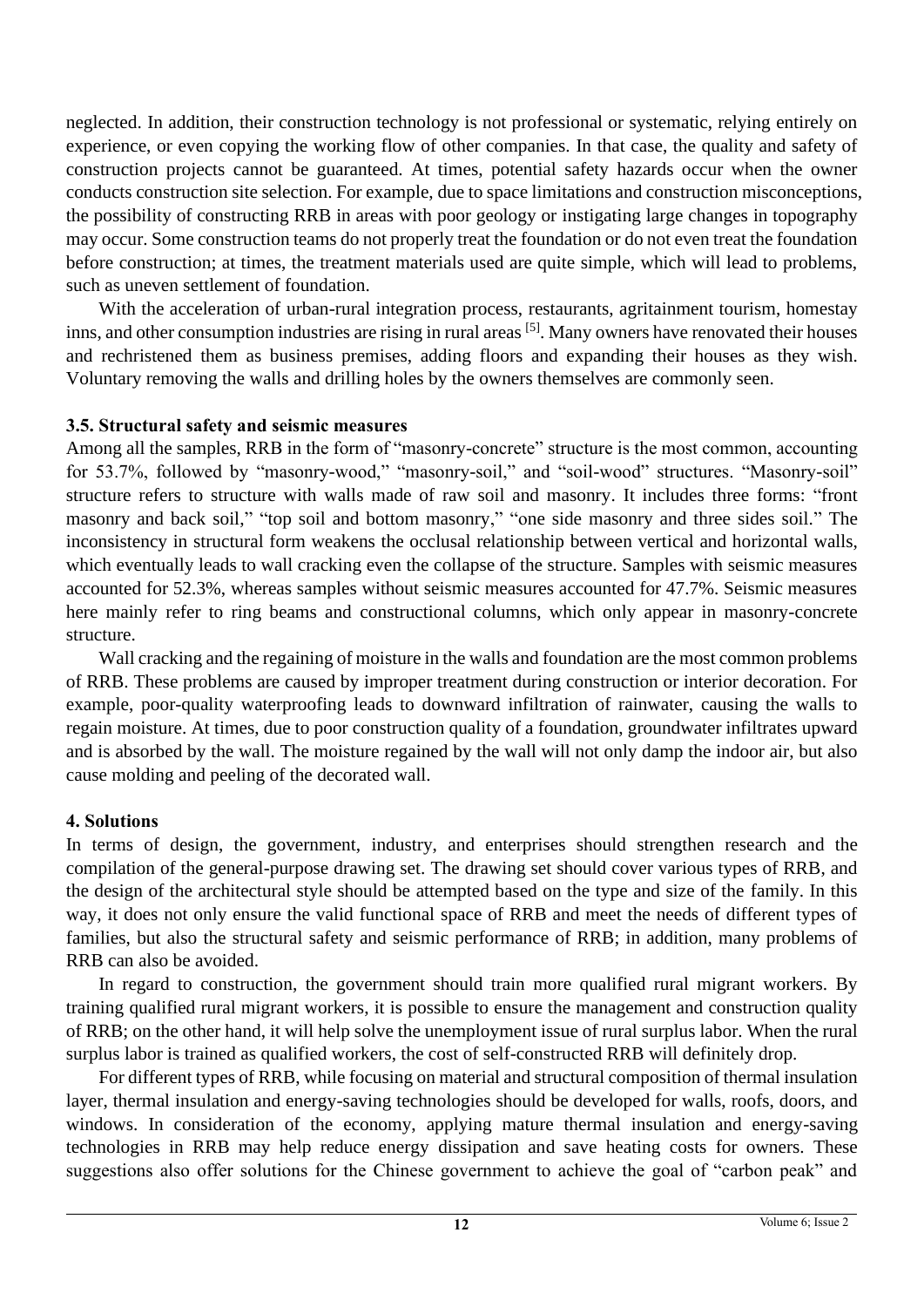neglected. In addition, their construction technology is not professional or systematic, relying entirely on experience, or even copying the working flow of other companies. In that case, the quality and safety of construction projects cannot be guaranteed. At times, potential safety hazards occur when the owner conducts construction site selection. For example, due to space limitations and construction misconceptions, the possibility of constructing RRB in areas with poor geology or instigating large changes in topography may occur. Some construction teams do not properly treat the foundation or do not even treat the foundation before construction; at times, the treatment materials used are quite simple, which will lead to problems, such as uneven settlement of foundation.

With the acceleration of urban-rural integration process, restaurants, agritainment tourism, homestay inns, and other consumption industries are rising in rural areas [5]. Many owners have renovated their houses and rechristened them as business premises, adding floors and expanding their houses as they wish. Voluntary removing the walls and drilling holes by the owners themselves are commonly seen.

### 3.5. Structural safety and seismic measures

Among all the samples, RRB in the form of "masonry-concrete" structure is the most common, accounting for 53.7%, followed by "masonry-wood," "masonry-soil," and "soil-wood" structures. "Masonry-soil" structure refers to structure with walls made of raw soil and masonry. It includes three forms: "front masonry and back soil," "top soil and bottom masonry," "one side masonry and three sides soil." The inconsistency in structural form weakens the occlusal relationship between vertical and horizontal walls, which eventually leads to wall cracking even the collapse of the structure. Samples with seismic measures accounted for 52.3%, whereas samples without seismic measures accounted for 47.7%. Seismic measures here mainly refer to ring beams and constructional columns, which only appear in masonry-concrete structure.

Wall cracking and the regaining of moisture in the walls and foundation are the most common problems of RRB. These problems are caused by improper treatment during construction or interior decoration. For example, poor-quality waterproofing leads to downward infiltration of rainwater, causing the walls to regain moisture. At times, due to poor construction quality of a foundation, groundwater infiltrates upward and is absorbed by the wall. The moisture regained by the wall will not only damp the indoor air, but also cause molding and peeling of the decorated wall.

## 4. Solutions

In terms of design, the government, industry, and enterprises should strengthen research and the compilation of the general-purpose drawing set. The drawing set should cover various types of RRB, and the design of the architectural style should be attempted based on the type and size of the family. In this way, it does not only ensure the valid functional space of RRB and meet the needs of different types of families, but also the structural safety and seismic performance of RRB; in addition, many problems of RRB can also be avoided.

In regard to construction, the government should train more qualified rural migrant workers. By training qualified rural migrant workers, it is possible to ensure the management and construction quality of RRB; on the other hand, it will help solve the unemployment issue of rural surplus labor. When the rural surplus labor is trained as qualified workers, the cost of self-constructed RRB will definitely drop.

For different types of RRB, while focusing on material and structural composition of thermal insulation layer, thermal insulation and energy-saving technologies should be developed for walls, roofs, doors, and windows. In consideration of the economy, applying mature thermal insulation and energy-saving technologies in RRB may help reduce energy dissipation and save heating costs for owners. These suggestions also offer solutions for the Chinese government to achieve the goal of "carbon peak" and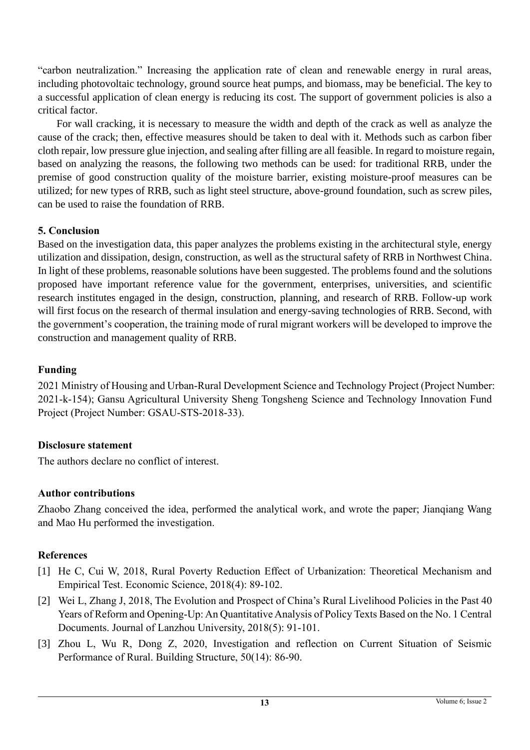"carbon neutralization." Increasing the application rate of clean and renewable energy in rural areas, including photovoltaic technology, ground source heat pumps, and biomass, may be beneficial. The key to a successful application of clean energy is reducing its cost. The support of government policies is also a critical factor.

For wall cracking, it is necessary to measure the width and depth of the crack as well as analyze the cause of the crack; then, effective measures should be taken to deal with it. Methods such as carbon fiber cloth repair, low pressure glue injection, and sealing after filling are all feasible. In regard to moisture regain, based on analyzing the reasons, the following two methods can be used: for traditional RRB, under the premise of good construction quality of the moisture barrier, existing moisture-proof measures can be utilized; for new types of RRB, such as light steel structure, above-ground foundation, such as screw piles, can be used to raise the foundation of RRB.

## 5. Conclusion

Based on the investigation data, this paper analyzes the problems existing in the architectural style, energy utilization and dissipation, design, construction, as well as the structural safety of RRB in Northwest China. In light of these problems, reasonable solutions have been suggested. The problems found and the solutions proposed have important reference value for the government, enterprises, universities, and scientific research institutes engaged in the design, construction, planning, and research of RRB. Follow-up work will first focus on the research of thermal insulation and energy-saving technologies of RRB. Second, with the government's cooperation, the training mode of rural migrant workers will be developed to improve the construction and management quality of RRB.

## Funding

2021 Ministry of Housing and Urban-Rural Development Science and Technology Project (Project Number: 2021-k-154); Gansu Agricultural University Sheng Tongsheng Science and Technology Innovation Fund Project (Project Number: GSAU-STS-2018-33).

## Disclosure statement

The authors declare no conflict of interest.

## Author contributions

Zhaobo Zhang conceived the idea, performed the analytical work, and wrote the paper; Jianqiang Wang and Mao Hu performed the investigation.

## References

[1] He C, Cui W, 2018, Rural Poverty Reduction Effect of Urbanization: Theoretical Mechanism and Empirical Test. Economic Science, 2018(4): 89-102.

[2] Wei L, Zhang J, 2018, The Evolution and Prospect of China's Rural Livelihood Policies in the Past 40 Years of Reform and Opening-Up: An Quantitative Analysis of Policy Texts Based on the No. 1 Central Documents. Journal of Lanzhou University, 2018(5): 91-101.

[3] Zhou L, Wu R, Dong Z, 2020, Investigation and reflection on Current Situation of Seismic Performance of Rural. Building Structure, 50(14): 86-90.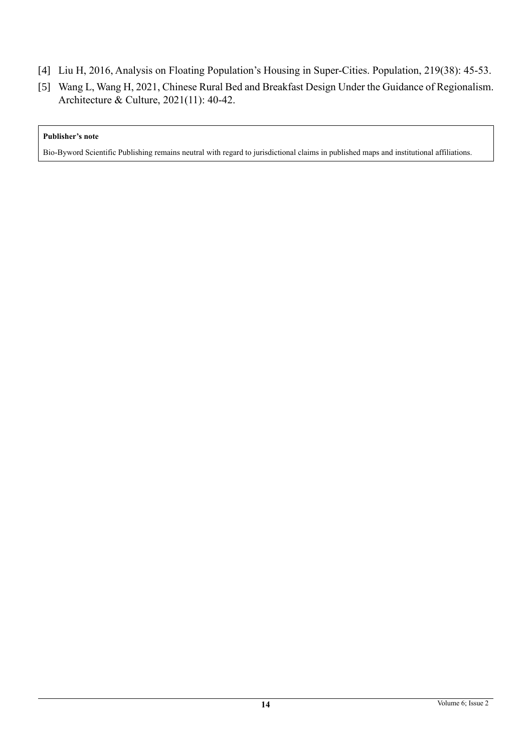[4] Liu H, 2016, Analysis on Floating Population's Housing in Super-Cities. Population, 219(38): 45-53.

[5] Wang L, Wang H, 2021, Chinese Rural Bed and Breakfast Design Under the Guidance of Regionalism. Architecture & Culture, 2021(11): 40-42.

**Publisher's note**

Bio-Byword Scientific Publishing remains neutral with regard to jurisdictional claims in published maps and institutional affiliations.